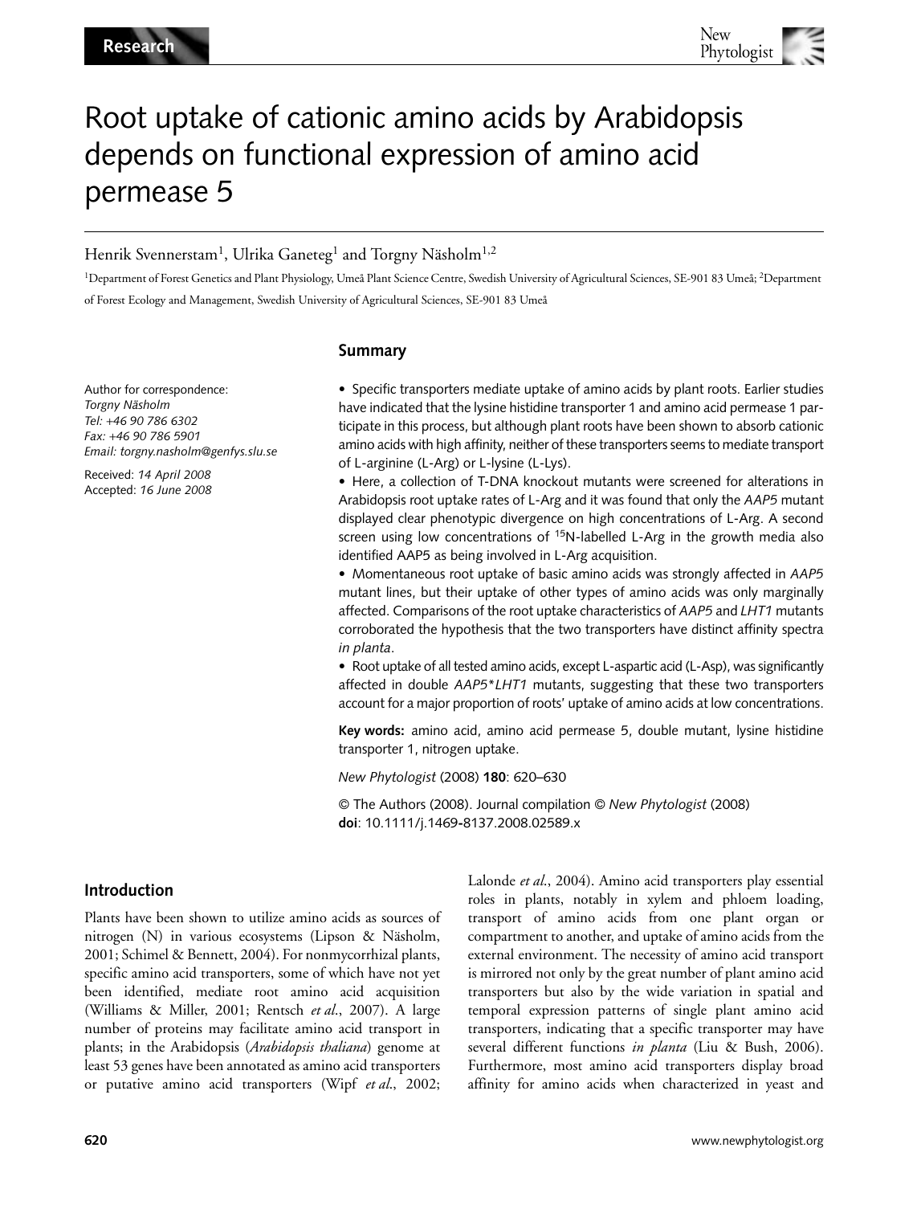Research

# Root uptake of cationic amino acids by Arabidopsis depends on functional expression of amino acid permease 5

Henrik Svennerstam[1], Ulrika Ganeteg[1] and Torgny Näsholm[1,2]

[1]Department of Forest Genetics and Plant Physiology, Umeå Plant Science Centre, Swedish University of Agricultural Sciences, SE-901 83 Umeå; [2]Department of Forest Ecology and Management, Swedish University of Agricultural Sciences, SE-901 83 Umeå

Author for correspondence:
*Torgny Näsholm*
*Tel: +46 90 786 6302*
*Fax: +46 90 786 5901*
*Email: torgny.nasholm@genfys.slu.se*

Received: *14 April 2008*
Accepted: *16 June 2008*

## Summary

- Specific transporters mediate uptake of amino acids by plant roots. Earlier studies have indicated that the lysine histidine transporter 1 and amino acid permease 1 participate in this process, but although plant roots have been shown to absorb cationic amino acids with high affinity, neither of these transporters seems to mediate transport of L-arginine (L-Arg) or L-lysine (L-Lys).
- Here, a collection of T-DNA knockout mutants were screened for alterations in Arabidopsis root uptake rates of L-Arg and it was found that only the *AAP5* mutant displayed clear phenotypic divergence on high concentrations of L-Arg. A second screen using low concentrations of $^{15}$N-labelled L-Arg in the growth media also identified AAP5 as being involved in L-Arg acquisition.
- Momentaneous root uptake of basic amino acids was strongly affected in *AAP5* mutant lines, but their uptake of other types of amino acids was only marginally affected. Comparisons of the root uptake characteristics of *AAP5* and *LHT1* mutants corroborated the hypothesis that the two transporters have distinct affinity spectra *in planta*.
- Root uptake of all tested amino acids, except L-aspartic acid (L-Asp), was significantly affected in double *AAP5\*LHT1* mutants, suggesting that these two transporters account for a major proportion of roots' uptake of amino acids at low concentrations.

**Key words:** amino acid, amino acid permease 5, double mutant, lysine histidine transporter 1, nitrogen uptake.

*New Phytologist* (2008) **180**: 620–630

© The Authors (2008). Journal compilation © *New Phytologist* (2008)
**doi**: 10.1111/j.1469-8137.2008.02589.x

## Introduction

Plants have been shown to utilize amino acids as sources of nitrogen (N) in various ecosystems (Lipson & Näsholm, 2001; Schimel & Bennett, 2004). For nonmycorrhizal plants, specific amino acid transporters, some of which have not yet been identified, mediate root amino acid acquisition (Williams & Miller, 2001; Rentsch *et al.*, 2007). A large number of proteins may facilitate amino acid transport in plants; in the Arabidopsis (*Arabidopsis thaliana*) genome at least 53 genes have been annotated as amino acid transporters or putative amino acid transporters (Wipf *et al.*, 2002; Lalonde *et al.*, 2004). Amino acid transporters play essential roles in plants, notably in xylem and phloem loading, transport of amino acids from one plant organ or compartment to another, and uptake of amino acids from the external environment. The necessity of amino acid transport is mirrored not only by the great number of plant amino acid transporters but also by the wide variation in spatial and temporal expression patterns of single plant amino acid transporters, indicating that a specific transporter may have several different functions *in planta* (Liu & Bush, 2006). Furthermore, most amino acid transporters display broad affinity for amino acids when characterized in yeast and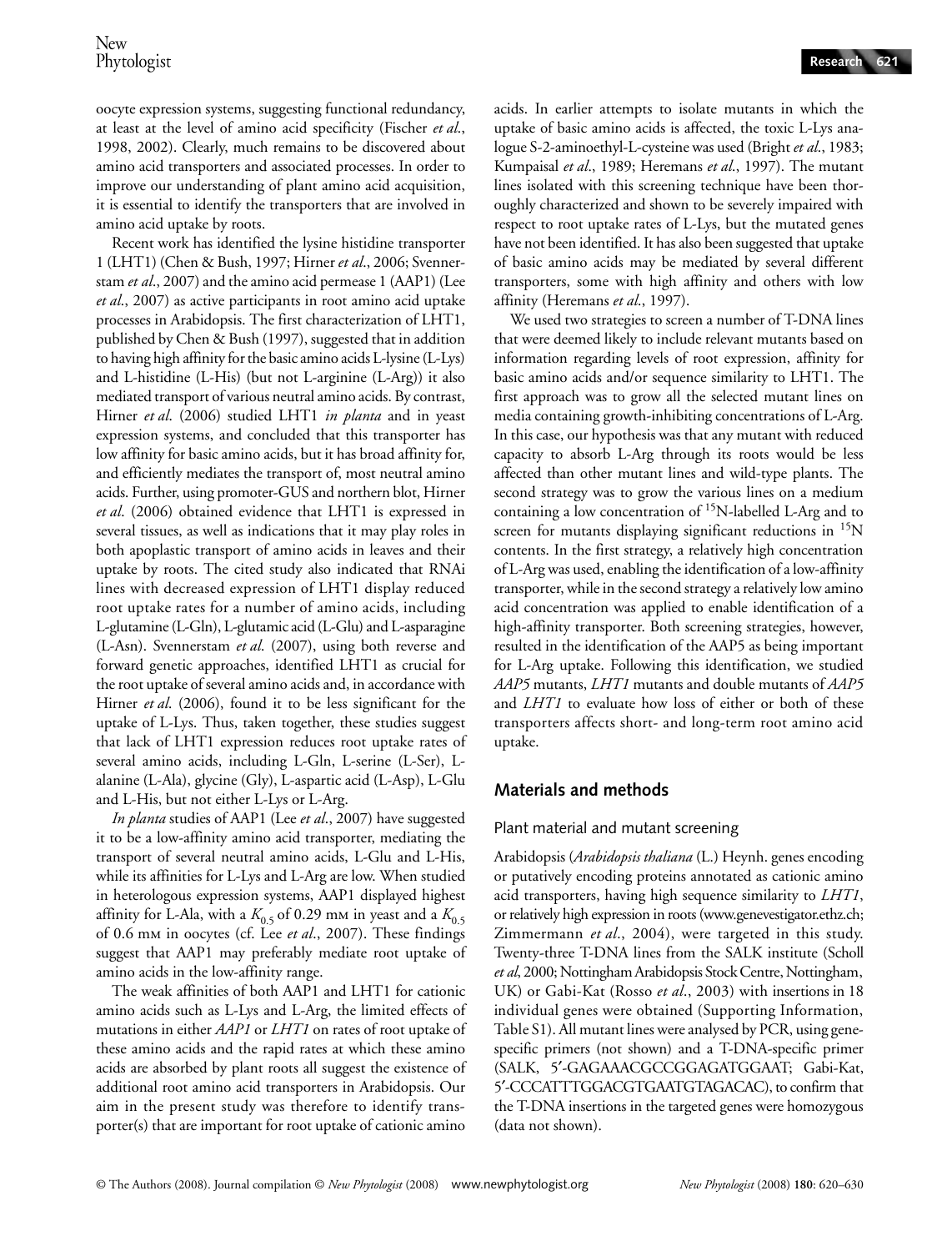oocyte expression systems, suggesting functional redundancy, at least at the level of amino acid specificity (Fischer *et al*., 1998, 2002). Clearly, much remains to be discovered about amino acid transporters and associated processes. In order to improve our understanding of plant amino acid acquisition, it is essential to identify the transporters that are involved in amino acid uptake by roots.

Recent work has identified the lysine histidine transporter 1 (LHT1) (Chen & Bush, 1997; Hirner *et al*., 2006; Svennerstam *et al*., 2007) and the amino acid permease 1 (AAP1) (Lee *et al*., 2007) as active participants in root amino acid uptake processes in Arabidopsis. The first characterization of LHT1, published by Chen & Bush (1997), suggested that in addition to having high affinity for the basic amino acids L-lysine (L-Lys) and L-histidine (L-His) (but not L-arginine (L-Arg)) it also mediated transport of various neutral amino acids. By contrast, Hirner *et al*. (2006) studied LHT1 *in planta* and in yeast expression systems, and concluded that this transporter has low affinity for basic amino acids, but it has broad affinity for, and efficiently mediates the transport of, most neutral amino acids. Further, using promoter-GUS and northern blot, Hirner *et al*. (2006) obtained evidence that LHT1 is expressed in several tissues, as well as indications that it may play roles in both apoplastic transport of amino acids in leaves and their uptake by roots. The cited study also indicated that RNAi lines with decreased expression of LHT1 display reduced root uptake rates for a number of amino acids, including L-glutamine (L-Gln), L-glutamic acid (L-Glu) and L-asparagine (L-Asn). Svennerstam *et al*. (2007), using both reverse and forward genetic approaches, identified LHT1 as crucial for the root uptake of several amino acids and, in accordance with Hirner *et al*. (2006), found it to be less significant for the uptake of L-Lys. Thus, taken together, these studies suggest that lack of LHT1 expression reduces root uptake rates of several amino acids, including L-Gln, L-serine (L-Ser), L-alanine (L-Ala), glycine (Gly), L-aspartic acid (L-Asp), L-Glu and L-His, but not either L-Lys or L-Arg.

*In planta* studies of AAP1 (Lee *et al*., 2007) have suggested it to be a low-affinity amino acid transporter, mediating the transport of several neutral amino acids, L-Glu and L-His, while its affinities for L-Lys and L-Arg are low. When studied in heterologous expression systems, AAP1 displayed highest affinity for L-Ala, with a $K_{0.5}$ of 0.29 mM in yeast and a $K_{0.5}$ of 0.6 mM in oocytes (cf. Lee *et al*., 2007). These findings suggest that AAP1 may preferably mediate root uptake of amino acids in the low-affinity range.

The weak affinities of both AAP1 and LHT1 for cationic amino acids such as L-Lys and L-Arg, the limited effects of mutations in either *AAP1* or *LHT1* on rates of root uptake of these amino acids and the rapid rates at which these amino acids are absorbed by plant roots all suggest the existence of additional root amino acid transporters in Arabidopsis. Our aim in the present study was therefore to identify transporter(s) that are important for root uptake of cationic amino acids. In earlier attempts to isolate mutants in which the uptake of basic amino acids is affected, the toxic L-Lys analogue S-2-aminoethyl-L-cysteine was used (Bright *et al*., 1983; Kumpaisal *et al*., 1989; Heremans *et al*., 1997). The mutant lines isolated with this screening technique have been thoroughly characterized and shown to be severely impaired with respect to root uptake rates of L-Lys, but the mutated genes have not been identified. It has also been suggested that uptake of basic amino acids may be mediated by several different transporters, some with high affinity and others with low affinity (Heremans *et al*., 1997).

We used two strategies to screen a number of T-DNA lines that were deemed likely to include relevant mutants based on information regarding levels of root expression, affinity for basic amino acids and/or sequence similarity to LHT1. The first approach was to grow all the selected mutant lines on media containing growth-inhibiting concentrations of L-Arg. In this case, our hypothesis was that any mutant with reduced capacity to absorb L-Arg through its roots would be less affected than other mutant lines and wild-type plants. The second strategy was to grow the various lines on a medium containing a low concentration of $^{15}$N-labelled L-Arg and to screen for mutants displaying significant reductions in $^{15}$N contents. In the first strategy, a relatively high concentration of L-Arg was used, enabling the identification of a low-affinity transporter, while in the second strategy a relatively low amino acid concentration was applied to enable identification of a high-affinity transporter. Both screening strategies, however, resulted in the identification of the AAP5 as being important for L-Arg uptake. Following this identification, we studied *AAP5* mutants, *LHT1* mutants and double mutants of *AAP5* and *LHT1* to evaluate how loss of either or both of these transporters affects short- and long-term root amino acid uptake.

## Materials and methods

### Plant material and mutant screening

Arabidopsis (*Arabidopsis thaliana* (L.) Heynh. genes encoding or putatively encoding proteins annotated as cationic amino acid transporters, having high sequence similarity to *LHT1*, or relatively high expression in roots (www.genevestigator.ethz.ch; Zimmermann *et al*., 2004), were targeted in this study. Twenty-three T-DNA lines from the SALK institute (Scholl *et al*, 2000; Nottingham Arabidopsis Stock Centre, Nottingham, UK) or Gabi-Kat (Rosso *et al*., 2003) with insertions in 18 individual genes were obtained (Supporting Information, Table S1). All mutant lines were analysed by PCR, using gene-specific primers (not shown) and a T-DNA-specific primer (SALK, 5′-GAGAAACGCCGGAGATGGAAT; Gabi-Kat, 5′-CCCATTTGGACGTGAATGTAGACAC), to confirm that the T-DNA insertions in the targeted genes were homozygous (data not shown).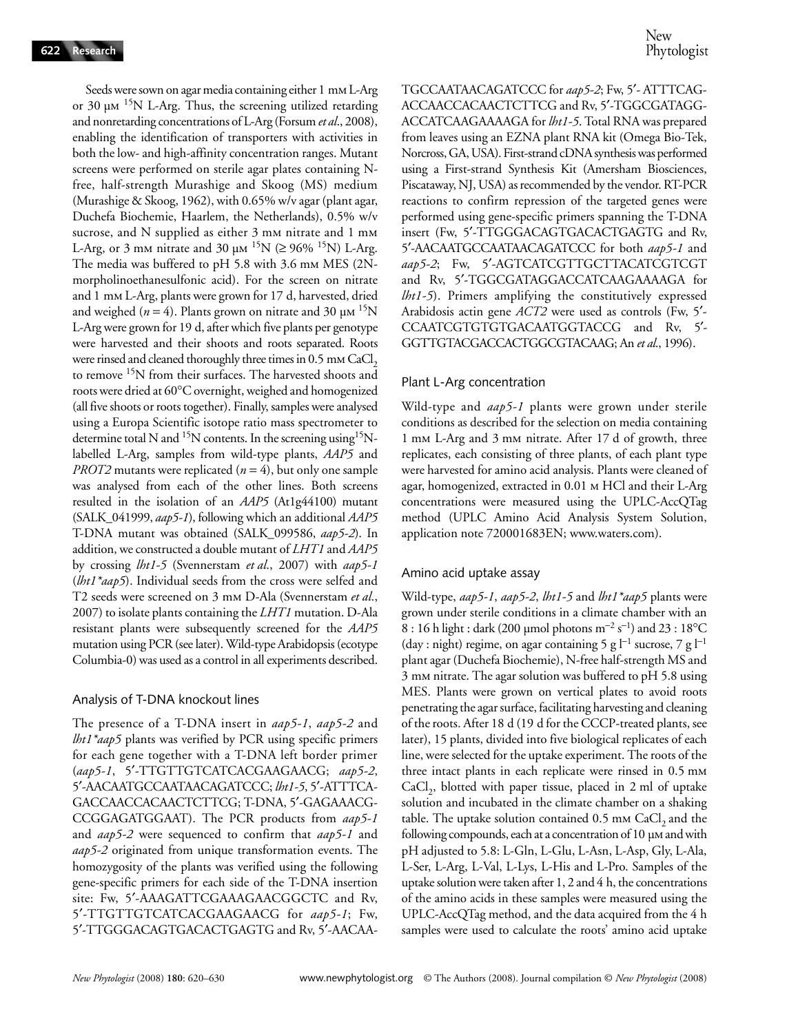Seeds were sown on agar media containing either 1 mM L-Arg or 30 μM $^{15}N$ L-Arg. Thus, the screening utilized retarding and nonretarding concentrations of L-Arg (Forsum *et al*., 2008), enabling the identification of transporters with activities in both the low- and high-affinity concentration ranges. Mutant screens were performed on sterile agar plates containing N-free, half-strength Murashige and Skoog (MS) medium (Murashige & Skoog, 1962), with 0.65% w/v agar (plant agar, Duchefa Biochemie, Haarlem, the Netherlands), 0.5% w/v sucrose, and N supplied as either 3 mM nitrate and 1 mM L-Arg, or 3 mM nitrate and 30 μM $^{15}N$ (≥ 96% $^{15}N$) L-Arg. The media was buffered to pH 5.8 with 3.6 mM MES (2N-morpholinoethanesulfonic acid). For the screen on nitrate and 1 mM L-Arg, plants were grown for 17 d, harvested, dried and weighed ($n = 4$). Plants grown on nitrate and 30 μM $^{15}N$ L-Arg were grown for 19 d, after which five plants per genotype were harvested and their shoots and roots separated. Roots were rinsed and cleaned thoroughly three times in 0.5 mM $CaCl_2$ to remove $^{15}N$ from their surfaces. The harvested shoots and roots were dried at 60°C overnight, weighed and homogenized (all five shoots or roots together). Finally, samples were analysed using a Europa Scientific isotope ratio mass spectrometer to determine total N and $^{15}N$ contents. In the screening using $^{15}N$-labelled L-Arg, samples from wild-type plants, *AAP5* and *PROT2* mutants were replicated ($n = 4$), but only one sample was analysed from each of the other lines. Both screens resulted in the isolation of an *AAP5* (At1g44100) mutant (SALK_041999, *aap5-1*), following which an additional *AAP5* T-DNA mutant was obtained (SALK_099586, *aap5-2*). In addition, we constructed a double mutant of *LHT1* and *AAP5* by crossing *lht1-5* (Svennerstam *et al*., 2007) with *aap5-1* (*lht1*aap5*). Individual seeds from the cross were selfed and T2 seeds were screened on 3 mM D-Ala (Svennerstam *et al*., 2007) to isolate plants containing the *LHT1* mutation. D-Ala resistant plants were subsequently screened for the *AAP5* mutation using PCR (see later). Wild-type Arabidopsis (ecotype Columbia-0) was used as a control in all experiments described.

## Analysis of T-DNA knockout lines

The presence of a T-DNA insert in *aap5-1*, *aap5-2* and *lht1*aap5* plants was verified by PCR using specific primers for each gene together with a T-DNA left border primer (*aap5-1*, 5′-TTGTTGTCATCACGAAGAACG; *aap5-2*, 5′-AACAATGCCAATAACAGATCCC; *lht1-5*, 5′-ATTTCA-GACCAACCACAACTCTTCG; T-DNA, 5′-GAGAAACG-CCGGAGATGGAAT). The PCR products from *aap5-1* and *aap5-2* were sequenced to confirm that *aap5-1* and *aap5-2* originated from unique transformation events. The homozygosity of the plants was verified using the following gene-specific primers for each side of the T-DNA insertion site: Fw, 5′-AAAGATTCGAAAGAACGGCTC and Rv, 5′-TTGTTGTCATCACGAAGAACG for *aap5-1*; Fw, 5′-TTGGGACAGTGACACTGAGTG and Rv, 5′-AACAA-TGCCAATAACAGATCCC for *aap5-2*; Fw, 5′- ATTTCAG-ACCAACCACAACTCTTCG and Rv, 5′-TGGCGATAGG-ACCATCAAGAAAAGA for *lht1-5*. Total RNA was prepared from leaves using an EZNA plant RNA kit (Omega Bio-Tek, Norcross, GA, USA). First-strand cDNA synthesis was performed using a First-strand Synthesis Kit (Amersham Biosciences, Piscataway, NJ, USA) as recommended by the vendor. RT-PCR reactions to confirm repression of the targeted genes were performed using gene-specific primers spanning the T-DNA insert (Fw, 5′-TTGGGACAGTGACACTGAGTG and Rv, 5′-AACAATGCCAATAACAGATCCC for both *aap5-1* and *aap5-2*; Fw, 5′-AGTCATCGTTGCTTACATCGTCGT and Rv, 5′-TGGCGATAGGACCATCAAGAAAAGA for *lht1-5*). Primers amplifying the constitutively expressed Arabidosis actin gene *ACT2* were used as controls (Fw, 5′-CCAATCGTGTGTGACAATGGTACCG and Rv, 5′-GGTTGTACGACCACTGGCGTACAAG; An *et al*., 1996).

## Plant L-Arg concentration

Wild-type and *aap5-1* plants were grown under sterile conditions as described for the selection on media containing 1 mM L-Arg and 3 mM nitrate. After 17 d of growth, three replicates, each consisting of three plants, of each plant type were harvested for amino acid analysis. Plants were cleaned of agar, homogenized, extracted in 0.01 M HCl and their L-Arg concentrations were measured using the UPLC-AccQTag method (UPLC Amino Acid Analysis System Solution, application note 720001683EN; www.waters.com).

## Amino acid uptake assay

Wild-type, *aap5-1*, *aap5-2*, *lht1-5* and *lht1*aap5* plants were grown under sterile conditions in a climate chamber with an 8 : 16 h light : dark (200 μmol photons $m^{-2}$ $s^{-1}$) and 23 : 18°C (day : night) regime, on agar containing 5 g $l^{-1}$ sucrose, 7 g $l^{-1}$ plant agar (Duchefa Biochemie), N-free half-strength MS and 3 mM nitrate. The agar solution was buffered to pH 5.8 using MES. Plants were grown on vertical plates to avoid roots penetrating the agar surface, facilitating harvesting and cleaning of the roots. After 18 d (19 d for the CCCP-treated plants, see later), 15 plants, divided into five biological replicates of each line, were selected for the uptake experiment. The roots of the three intact plants in each replicate were rinsed in 0.5 mM $CaCl_2$, blotted with paper tissue, placed in 2 ml of uptake solution and incubated in the climate chamber on a shaking table. The uptake solution contained 0.5 mM $CaCl_2$ and the following compounds, each at a concentration of 10 μM and with pH adjusted to 5.8: L-Gln, L-Glu, L-Asn, L-Asp, Gly, L-Ala, L-Ser, L-Arg, L-Val, L-Lys, L-His and L-Pro. Samples of the uptake solution were taken after 1, 2 and 4 h, the concentrations of the amino acids in these samples were measured using the UPLC-AccQTag method, and the data acquired from the 4 h samples were used to calculate the roots' amino acid uptake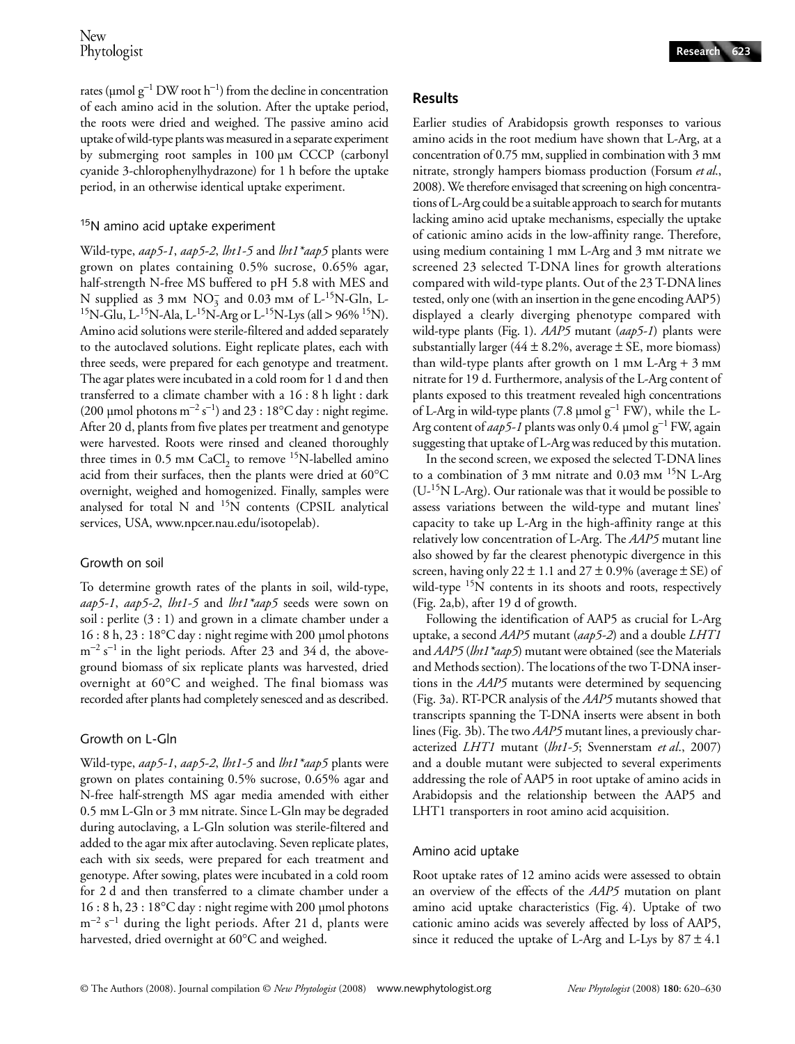rates (μmol $g^{-1}$ DW root $h^{-1}$) from the decline in concentration of each amino acid in the solution. After the uptake period, the roots were dried and weighed. The passive amino acid uptake of wild-type plants was measured in a separate experiment by submerging root samples in 100 μM CCCP (carbonyl cyanide 3-chlorophenylhydrazone) for 1 h before the uptake period, in an otherwise identical uptake experiment.

### $^{15}$N amino acid uptake experiment

Wild-type, *aap5-1*, *aap5-2*, *lht1-5* and *lht1\*aap5* plants were grown on plates containing 0.5% sucrose, 0.65% agar, half-strength N-free MS buffered to pH 5.8 with MES and N supplied as 3 mM $NO_3^-$ and 0.03 mM of L-$^{15}$N-Gln, L-$^{15}$N-Glu, L-$^{15}$N-Ala, L-$^{15}$N-Arg or L-$^{15}$N-Lys (all > 96% $^{15}$N). Amino acid solutions were sterile-filtered and added separately to the autoclaved solutions. Eight replicate plates, each with three seeds, were prepared for each genotype and treatment. The agar plates were incubated in a cold room for 1 d and then transferred to a climate chamber with a 16 : 8 h light : dark (200 μmol photons $m^{-2}$ $s^{-1}$) and 23 : 18°C day : night regime. After 20 d, plants from five plates per treatment and genotype were harvested. Roots were rinsed and cleaned thoroughly three times in 0.5 mM $CaCl_2$ to remove $^{15}$N-labelled amino acid from their surfaces, then the plants were dried at 60°C overnight, weighed and homogenized. Finally, samples were analysed for total N and $^{15}$N contents (CPSIL analytical services, USA, www.npcer.nau.edu/isotopelab).

### Growth on soil

To determine growth rates of the plants in soil, wild-type, *aap5-1*, *aap5-2*, *lht1-5* and *lht1\*aap5* seeds were sown on soil : perlite (3 : 1) and grown in a climate chamber under a 16 : 8 h, 23 : 18°C day : night regime with 200 μmol photons $m^{-2}$ $s^{-1}$ in the light periods. After 23 and 34 d, the above-ground biomass of six replicate plants was harvested, dried overnight at 60°C and weighed. The final biomass was recorded after plants had completely senesced and as described.

### Growth on L-Gln

Wild-type, *aap5-1*, *aap5-2*, *lht1-5* and *lht1\*aap5* plants were grown on plates containing 0.5% sucrose, 0.65% agar and N-free half-strength MS agar media amended with either 0.5 mM L-Gln or 3 mM nitrate. Since L-Gln may be degraded during autoclaving, a L-Gln solution was sterile-filtered and added to the agar mix after autoclaving. Seven replicate plates, each with six seeds, were prepared for each treatment and genotype. After sowing, plates were incubated in a cold room for 2 d and then transferred to a climate chamber under a 16 : 8 h, 23 : 18°C day : night regime with 200 μmol photons $m^{-2}$ $s^{-1}$ during the light periods. After 21 d, plants were harvested, dried overnight at 60°C and weighed.

## Results

Earlier studies of Arabidopsis growth responses to various amino acids in the root medium have shown that L-Arg, at a concentration of 0.75 mM, supplied in combination with 3 mM nitrate, strongly hampers biomass production (Forsum *et al.*, 2008). We therefore envisaged that screening on high concentrations of L-Arg could be a suitable approach to search for mutants lacking amino acid uptake mechanisms, especially the uptake of cationic amino acids in the low-affinity range. Therefore, using medium containing 1 mM L-Arg and 3 mM nitrate we screened 23 selected T-DNA lines for growth alterations compared with wild-type plants. Out of the 23 T-DNA lines tested, only one (with an insertion in the gene encoding AAP5) displayed a clearly diverging phenotype compared with wild-type plants (Fig. 1). *AAP5* mutant (*aap5-1*) plants were substantially larger (44 ± 8.2%, average ± SE, more biomass) than wild-type plants after growth on 1 mM L-Arg + 3 mM nitrate for 19 d. Furthermore, analysis of the L-Arg content of plants exposed to this treatment revealed high concentrations of L-Arg in wild-type plants (7.8 μmol $g^{-1}$ FW), while the L-Arg content of *aap5-1* plants was only 0.4 μmol $g^{-1}$ FW, again suggesting that uptake of L-Arg was reduced by this mutation.

In the second screen, we exposed the selected T-DNA lines to a combination of 3 mM nitrate and 0.03 mM $^{15}$N L-Arg (U-$^{15}$N L-Arg). Our rationale was that it would be possible to assess variations between the wild-type and mutant lines' capacity to take up L-Arg in the high-affinity range at this relatively low concentration of L-Arg. The *AAP5* mutant line also showed by far the clearest phenotypic divergence in this screen, having only 22 ± 1.1 and 27 ± 0.9% (average ± SE) of wild-type $^{15}$N contents in its shoots and roots, respectively (Fig. 2a,b), after 19 d of growth.

Following the identification of AAP5 as crucial for L-Arg uptake, a second *AAP5* mutant (*aap5-2*) and a double *LHT1* and *AAP5* (*lht1\*aap5*) mutant were obtained (see the Materials and Methods section). The locations of the two T-DNA insertions in the *AAP5* mutants were determined by sequencing (Fig. 3a). RT-PCR analysis of the *AAP5* mutants showed that transcripts spanning the T-DNA inserts were absent in both lines (Fig. 3b). The two *AAP5* mutant lines, a previously characterized *LHT1* mutant (*lht1-5*; Svennerstam *et al.*, 2007) and a double mutant were subjected to several experiments addressing the role of AAP5 in root uptake of amino acids in Arabidopsis and the relationship between the AAP5 and LHT1 transporters in root amino acid acquisition.

### Amino acid uptake

Root uptake rates of 12 amino acids were assessed to obtain an overview of the effects of the *AAP5* mutation on plant amino acid uptake characteristics (Fig. 4). Uptake of two cationic amino acids was severely affected by loss of AAP5, since it reduced the uptake of L-Arg and L-Lys by 87 ± 4.1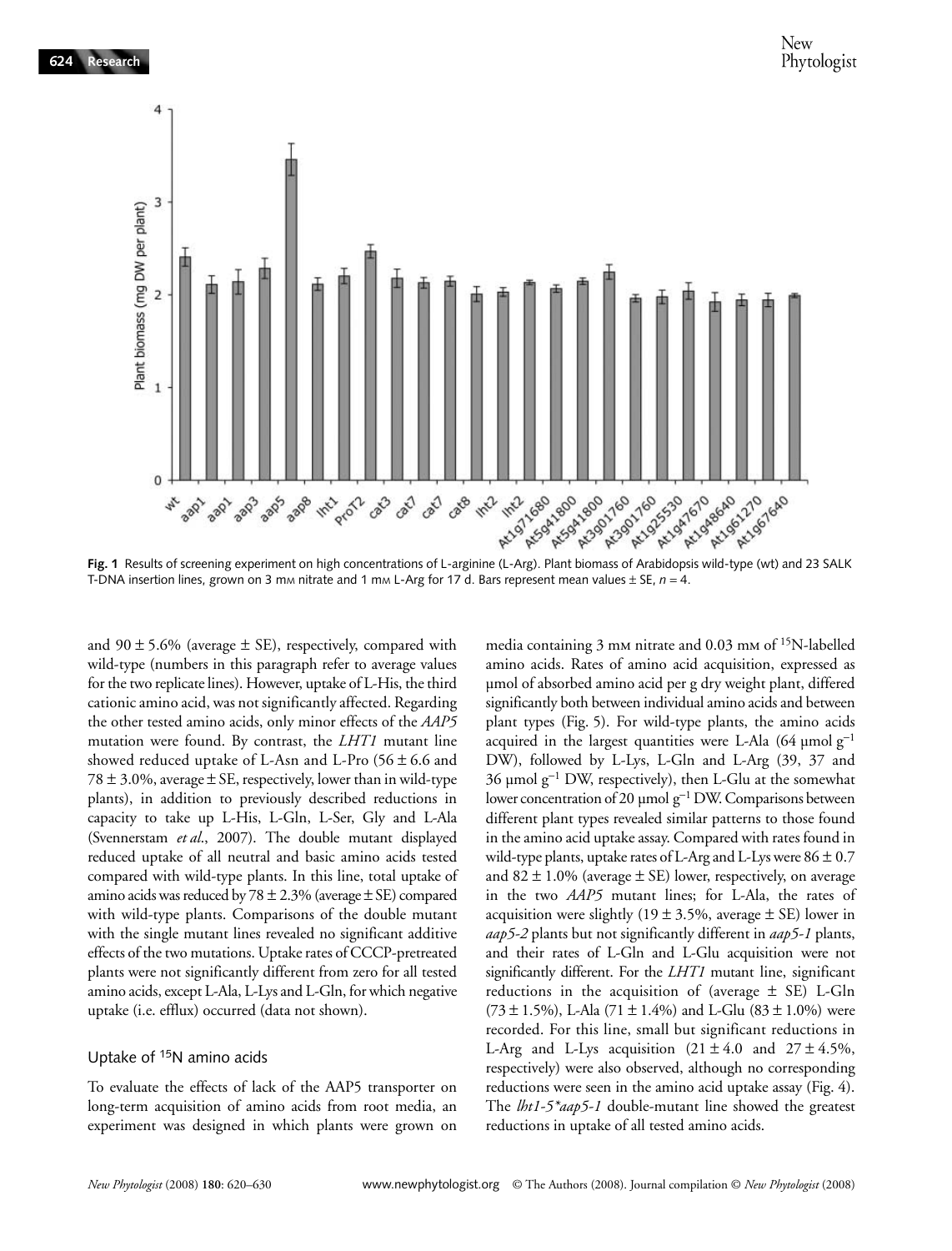**Fig. 1** Results of screening experiment on high concentrations of L-arginine (L-Arg). Plant biomass of Arabidopsis wild-type (wt) and 23 SALK T-DNA insertion lines, grown on 3 mM nitrate and 1 mM L-Arg for 17 d. Bars represent mean values ± SE, $n = 4$.

and 90 ± 5.6% (average ± SE), respectively, compared with wild-type (numbers in this paragraph refer to average values for the two replicate lines). However, uptake of L-His, the third cationic amino acid, was not significantly affected. Regarding the other tested amino acids, only minor effects of the *AAP5* mutation were found. By contrast, the *LHT1* mutant line showed reduced uptake of L-Asn and L-Pro (56 ± 6.6 and 78 ± 3.0%, average ± SE, respectively, lower than in wild-type plants), in addition to previously described reductions in capacity to take up L-His, L-Gln, L-Ser, Gly and L-Ala (Svennerstam *et al.*, 2007). The double mutant displayed reduced uptake of all neutral and basic amino acids tested compared with wild-type plants. In this line, total uptake of amino acids was reduced by 78 ± 2.3% (average ± SE) compared with wild-type plants. Comparisons of the double mutant with the single mutant lines revealed no significant additive effects of the two mutations. Uptake rates of CCCP-pretreated plants were not significantly different from zero for all tested amino acids, except L-Ala, L-Lys and L-Gln, for which negative uptake (i.e. efflux) occurred (data not shown).

### Uptake of $^{15}N$ amino acids

To evaluate the effects of lack of the AAP5 transporter on long-term acquisition of amino acids from root media, an experiment was designed in which plants were grown on media containing 3 mM nitrate and 0.03 mM of $^{15}N$-labelled amino acids. Rates of amino acid acquisition, expressed as μmol of absorbed amino acid per g dry weight plant, differed significantly both between individual amino acids and between plant types (Fig. 5). For wild-type plants, the amino acids acquired in the largest quantities were L-Ala (64 μmol $g^{-1}$ DW), followed by L-Lys, L-Gln and L-Arg (39, 37 and 36 μmol $g^{-1}$ DW, respectively), then L-Glu at the somewhat lower concentration of 20 μmol $g^{-1}$ DW. Comparisons between different plant types revealed similar patterns to those found in the amino acid uptake assay. Compared with rates found in wild-type plants, uptake rates of L-Arg and L-Lys were 86 ± 0.7 and 82 ± 1.0% (average ± SE) lower, respectively, on average in the two *AAP5* mutant lines; for L-Ala, the rates of acquisition were slightly (19 ± 3.5%, average ± SE) lower in *aap5-2* plants but not significantly different in *aap5-1* plants, and their rates of L-Gln and L-Glu acquisition were not significantly different. For the *LHT1* mutant line, significant reductions in the acquisition of (average ± SE) L-Gln (73 ± 1.5%), L-Ala (71 ± 1.4%) and L-Glu (83 ± 1.0%) were recorded. For this line, small but significant reductions in L-Arg and L-Lys acquisition (21 ± 4.0 and 27 ± 4.5%, respectively) were also observed, although no corresponding reductions were seen in the amino acid uptake assay (Fig. 4). The *lht1-5*aap5-1* double-mutant line showed the greatest reductions in uptake of all tested amino acids.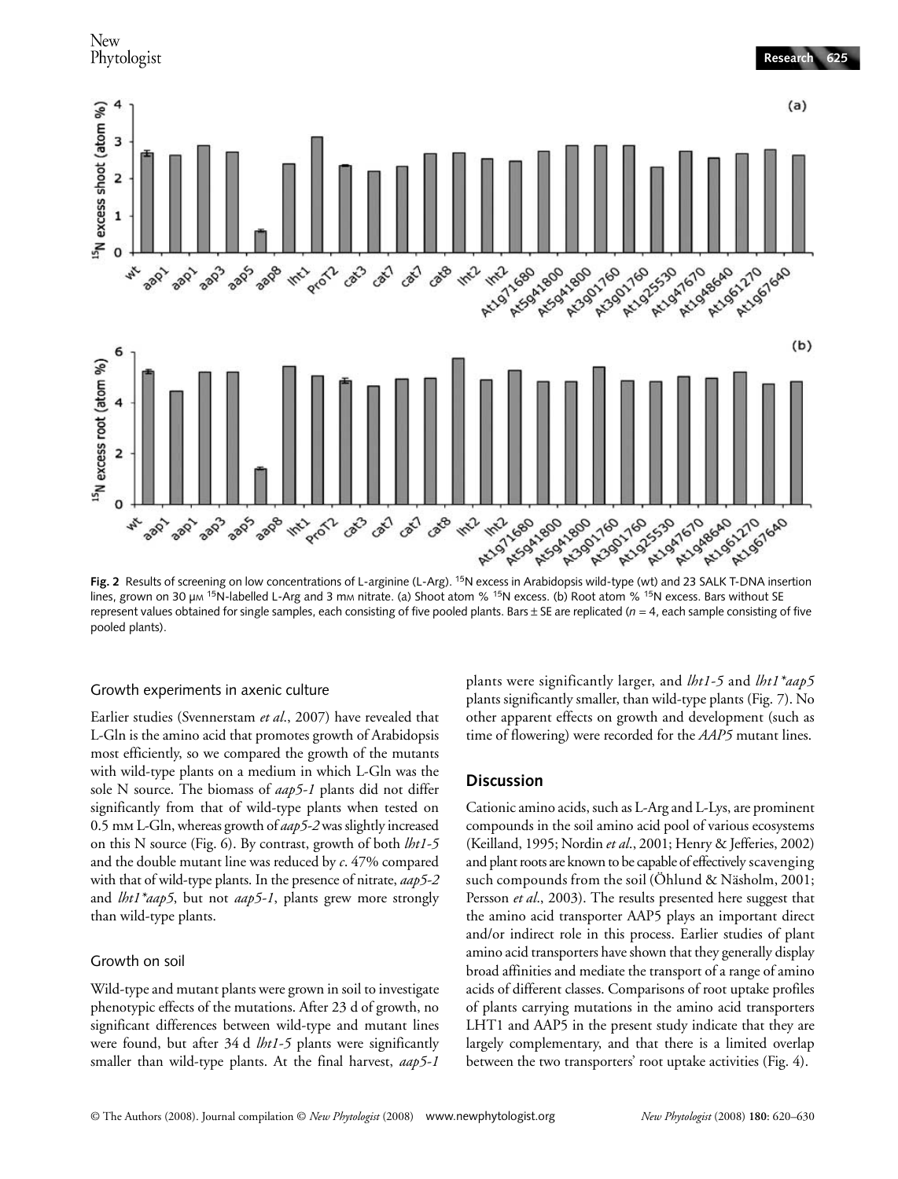**Fig. 2** Results of screening on low concentrations of L-arginine (L-Arg). $^{15}$N excess in Arabidopsis wild-type (wt) and 23 SALK T-DNA insertion lines, grown on 30 μM $^{15}$N-labelled L-Arg and 3 mM nitrate. (a) Shoot atom % $^{15}$N excess. (b) Root atom % $^{15}$N excess. Bars without SE represent values obtained for single samples, each consisting of five pooled plants. Bars ± SE are replicated ($n$ = 4, each sample consisting of five pooled plants).

### Growth experiments in axenic culture

Earlier studies (Svennerstam *et al.*, 2007) have revealed that L-Gln is the amino acid that promotes growth of Arabidopsis most efficiently, so we compared the growth of the mutants with wild-type plants on a medium in which L-Gln was the sole N source. The biomass of *aap5-1* plants did not differ significantly from that of wild-type plants when tested on 0.5 mM L-Gln, whereas growth of *aap5-2* was slightly increased on this N source (Fig. 6). By contrast, growth of both *lht1-5* and the double mutant line was reduced by *c.* 47% compared with that of wild-type plants. In the presence of nitrate, *aap5-2* and *lht1*aap5*, but not *aap5-1*, plants grew more strongly than wild-type plants.

### Growth on soil

Wild-type and mutant plants were grown in soil to investigate phenotypic effects of the mutations. After 23 d of growth, no significant differences between wild-type and mutant lines were found, but after 34 d *lht1-5* plants were significantly smaller than wild-type plants. At the final harvest, *aap5-1* plants were significantly larger, and *lht1-5* and *lht1*aap5* plants significantly smaller, than wild-type plants (Fig. 7). No other apparent effects on growth and development (such as time of flowering) were recorded for the *AAP5* mutant lines.

## Discussion

Cationic amino acids, such as L-Arg and L-Lys, are prominent compounds in the soil amino acid pool of various ecosystems (Keilland, 1995; Nordin *et al.*, 2001; Henry & Jefferies, 2002) and plant roots are known to be capable of effectively scavenging such compounds from the soil (Öhlund & Näsholm, 2001; Persson *et al.*, 2003). The results presented here suggest that the amino acid transporter AAP5 plays an important direct and/or indirect role in this process. Earlier studies of plant amino acid transporters have shown that they generally display broad affinities and mediate the transport of a range of amino acids of different classes. Comparisons of root uptake profiles of plants carrying mutations in the amino acid transporters LHT1 and AAP5 in the present study indicate that they are largely complementary, and that there is a limited overlap between the two transporters' root uptake activities (Fig. 4).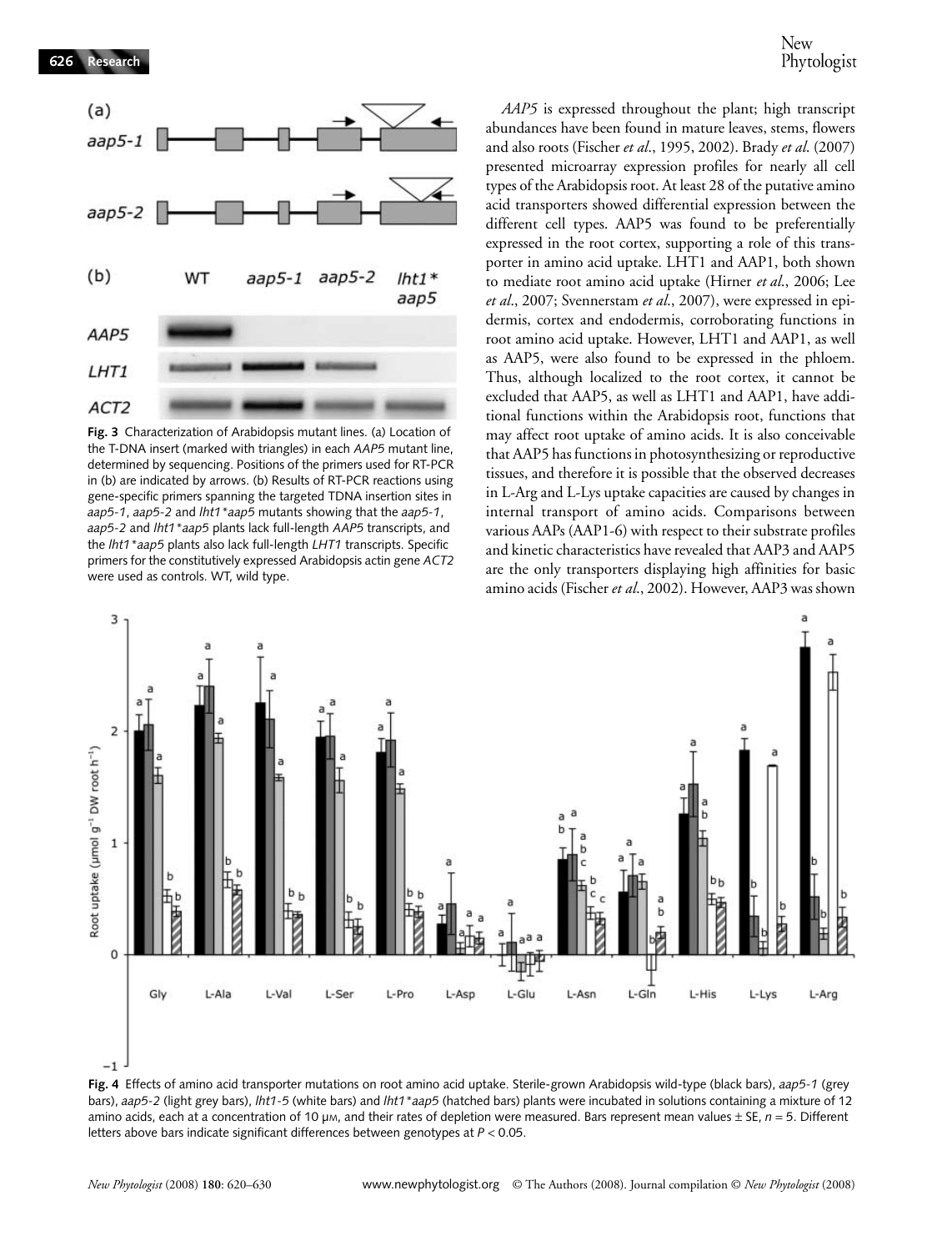**Fig. 3** Characterization of Arabidopsis mutant lines. (a) Location of the T-DNA insert (marked with triangles) in each *AAP5* mutant line, determined by sequencing. Positions of the primers used for RT-PCR in (b) are indicated by arrows. (b) Results of RT-PCR reactions using gene-specific primers spanning the targeted TDNA insertion sites in *aap5-1*, *aap5-2* and *lht1\*aap5* mutants showing that the *aap5-1*, *aap5-2* and *lht1\*aap5* plants lack full-length *AAP5* transcripts, and the *lht1\*aap5* plants also lack full-length *LHT1* transcripts. Specific primers for the constitutively expressed Arabidopsis actin gene *ACT2* were used as controls. WT, wild type.

*AAP5* is expressed throughout the plant; high transcript abundances have been found in mature leaves, stems, flowers and also roots (Fischer *et al*., 1995, 2002). Brady *et al*. (2007) presented microarray expression profiles for nearly all cell types of the Arabidopsis root. At least 28 of the putative amino acid transporters showed differential expression between the different cell types. AAP5 was found to be preferentially expressed in the root cortex, supporting a role of this transporter in amino acid uptake. LHT1 and AAP1, both shown to mediate root amino acid uptake (Hirner *et al*., 2006; Lee *et al*., 2007; Svennerstam *et al*., 2007), were expressed in epidermis, cortex and endodermis, corroborating functions in root amino acid uptake. However, LHT1 and AAP1, as well as AAP5, were also found to be expressed in the phloem. Thus, although localized to the root cortex, it cannot be excluded that AAP5, as well as LHT1 and AAP1, have additional functions within the Arabidopsis root, functions that may affect root uptake of amino acids. It is also conceivable that AAP5 has functions in photosynthesizing or reproductive tissues, and therefore it is possible that the observed decreases in L-Arg and L-Lys uptake capacities are caused by changes in internal transport of amino acids. Comparisons between various AAPs (AAP1-6) with respect to their substrate profiles and kinetic characteristics have revealed that AAP3 and AAP5 are the only transporters displaying high affinities for basic amino acids (Fischer *et al*., 2002). However, AAP3 was shown

**Fig. 4** Effects of amino acid transporter mutations on root amino acid uptake. Sterile-grown Arabidopsis wild-type (black bars), *aap5-1* (grey bars), *aap5-2* (light grey bars), *lht1-5* (white bars) and *lht1\*aap5* (hatched bars) plants were incubated in solutions containing a mixture of 12 amino acids, each at a concentration of 10 μM, and their rates of depletion were measured. Bars represent mean values ± SE, $n = 5$. Different letters above bars indicate significant differences between genotypes at $P < 0.05$.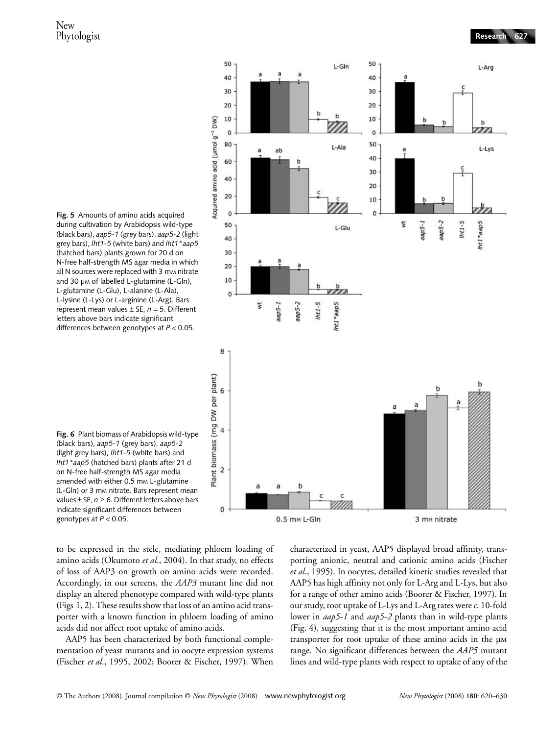**Fig. 5** Amounts of amino acids acquired during cultivation by Arabidopsis wild-type (black bars), *aap5-1* (grey bars), *aap5-2* (light grey bars), *lht1-5* (white bars) and *lht1*\*aap5* (hatched bars) plants grown for 20 d on N-free half-strength MS agar media in which all N sources were replaced with 3 mM nitrate and 30 μM of labelled L-glutamine (L-Gln), L-glutamine (L-Glu), L-alanine (L-Ala), L-lysine (L-Lys) or L-arginine (L-Arg). Bars represent mean values ± SE, $n = 5$. Different letters above bars indicate significant differences between genotypes at $P < 0.05$.

**Fig. 6** Plant biomass of Arabidopsis wild-type (black bars), *aap5-1* (grey bars), *aap5-2* (light grey bars), *lht1-5* (white bars) and *lht1*\*aap5* (hatched bars) plants after 21 d on N-free half-strength MS agar media amended with either 0.5 mM L-glutamine (L-Gln) or 3 mM nitrate. Bars represent mean values ± SE, $n \geq 6$. Different letters above bars indicate significant differences between genotypes at $P < 0.05$.

to be expressed in the stele, mediating phloem loading of amino acids (Okumoto *et al*., 2004). In that study, no effects of loss of AAP3 on growth on amino acids were recorded. Accordingly, in our screens, the *AAP3* mutant line did not display an altered phenotype compared with wild-type plants (Figs 1, 2). These results show that loss of an amino acid transporter with a known function in phloem loading of amino acids did not affect root uptake of amino acids.

AAP5 has been characterized by both functional complementation of yeast mutants and in oocyte expression systems (Fischer *et al*., 1995, 2002; Boorer & Fischer, 1997). When characterized in yeast, AAP5 displayed broad affinity, transporting anionic, neutral and cationic amino acids (Fischer *et al*., 1995). In oocytes, detailed kinetic studies revealed that AAP5 has high affinity not only for L-Arg and L-Lys, but also for a range of other amino acids (Boorer & Fischer, 1997). In our study, root uptake of L-Lys and L-Arg rates were *c*. 10-fold lower in *aap5-1* and *aap5-2* plants than in wild-type plants (Fig. 4), suggesting that it is the most important amino acid transporter for root uptake of these amino acids in the μM range. No significant differences between the *AAP5* mutant lines and wild-type plants with respect to uptake of any of the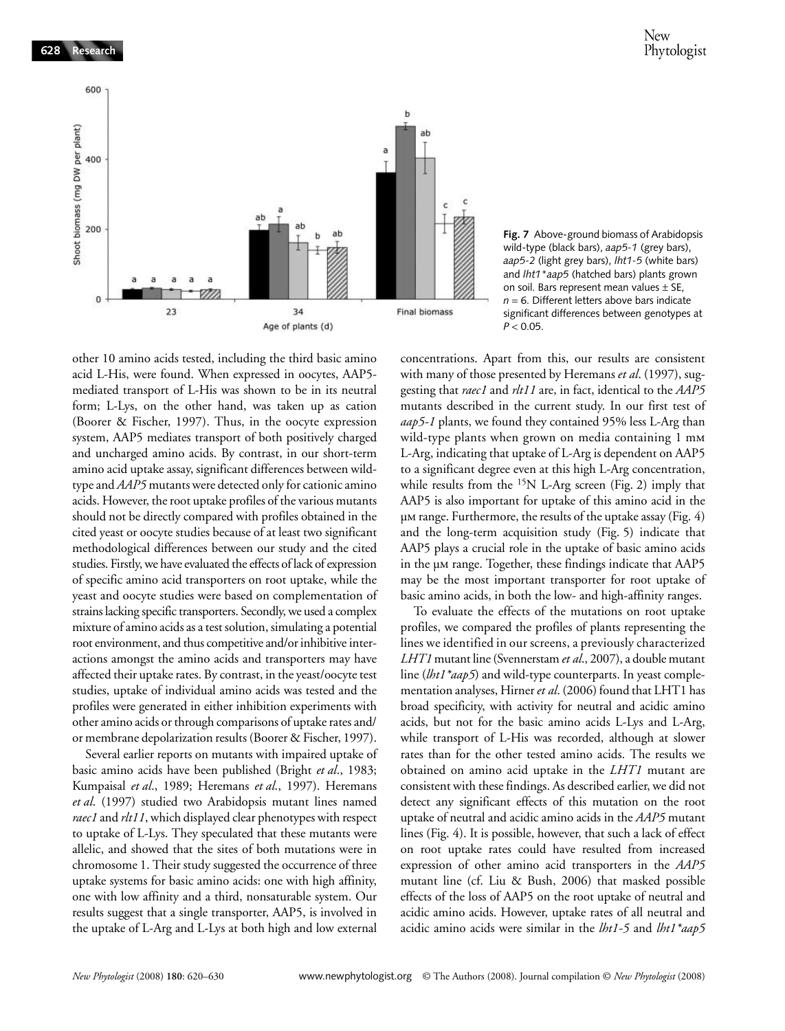**Fig. 7** Above-ground biomass of Arabidopsis wild-type (black bars), *aap5-1* (grey bars), *aap5-2* (light grey bars), *lht1-5* (white bars) and *lht1\*aap5* (hatched bars) plants grown on soil. Bars represent mean values ± SE, $n = 6$. Different letters above bars indicate significant differences between genotypes at $P < 0.05$.

other 10 amino acids tested, including the third basic amino acid L-His, were found. When expressed in oocytes, AAP5-mediated transport of L-His was shown to be in its neutral form; L-Lys, on the other hand, was taken up as cation (Boorer & Fischer, 1997). Thus, in the oocyte expression system, AAP5 mediates transport of both positively charged and uncharged amino acids. By contrast, in our short-term amino acid uptake assay, significant differences between wild-type and *AAP5* mutants were detected only for cationic amino acids. However, the root uptake profiles of the various mutants should not be directly compared with profiles obtained in the cited yeast or oocyte studies because of at least two significant methodological differences between our study and the cited studies. Firstly, we have evaluated the effects of lack of expression of specific amino acid transporters on root uptake, while the yeast and oocyte studies were based on complementation of strains lacking specific transporters. Secondly, we used a complex mixture of amino acids as a test solution, simulating a potential root environment, and thus competitive and/or inhibitive interactions amongst the amino acids and transporters may have affected their uptake rates. By contrast, in the yeast/oocyte test studies, uptake of individual amino acids was tested and the profiles were generated in either inhibition experiments with other amino acids or through comparisons of uptake rates and/or membrane depolarization results (Boorer & Fischer, 1997).

Several earlier reports on mutants with impaired uptake of basic amino acids have been published (Bright *et al*., 1983; Kumpaisal *et al*., 1989; Heremans *et al*., 1997). Heremans *et al*. (1997) studied two Arabidopsis mutant lines named *raec1* and *rlt11*, which displayed clear phenotypes with respect to uptake of L-Lys. They speculated that these mutants were allelic, and showed that the sites of both mutations were in chromosome 1. Their study suggested the occurrence of three uptake systems for basic amino acids: one with high affinity, one with low affinity and a third, nonsaturable system. Our results suggest that a single transporter, AAP5, is involved in the uptake of L-Arg and L-Lys at both high and low external concentrations. Apart from this, our results are consistent with many of those presented by Heremans *et al*. (1997), suggesting that *raec1* and *rlt11* are, in fact, identical to the *AAP5* mutants described in the current study. In our first test of *aap5-1* plants, we found they contained 95% less L-Arg than wild-type plants when grown on media containing 1 mM L-Arg, indicating that uptake of L-Arg is dependent on AAP5 to a significant degree even at this high L-Arg concentration, while results from the $^{15}$N L-Arg screen (Fig. 2) imply that AAP5 is also important for uptake of this amino acid in the μM range. Furthermore, the results of the uptake assay (Fig. 4) and the long-term acquisition study (Fig. 5) indicate that AAP5 plays a crucial role in the uptake of basic amino acids in the μM range. Together, these findings indicate that AAP5 may be the most important transporter for root uptake of basic amino acids, in both the low- and high-affinity ranges.

To evaluate the effects of the mutations on root uptake profiles, we compared the profiles of plants representing the lines we identified in our screens, a previously characterized *LHT1* mutant line (Svennerstam *et al*., 2007), a double mutant line (*lht1\*aap5*) and wild-type counterparts. In yeast complementation analyses, Hirner *et al*. (2006) found that LHT1 has broad specificity, with activity for neutral and acidic amino acids, but not for the basic amino acids L-Lys and L-Arg, while transport of L-His was recorded, although at slower rates than for the other tested amino acids. The results we obtained on amino acid uptake in the *LHT1* mutant are consistent with these findings. As described earlier, we did not detect any significant effects of this mutation on the root uptake of neutral and acidic amino acids in the *AAP5* mutant lines (Fig. 4). It is possible, however, that such a lack of effect on root uptake rates could have resulted from increased expression of other amino acid transporters in the *AAP5* mutant line (cf. Liu & Bush, 2006) that masked possible effects of the loss of AAP5 on the root uptake of neutral and acidic amino acids. However, uptake rates of all neutral and acidic amino acids were similar in the *lht1-5* and *lht1\*aap5*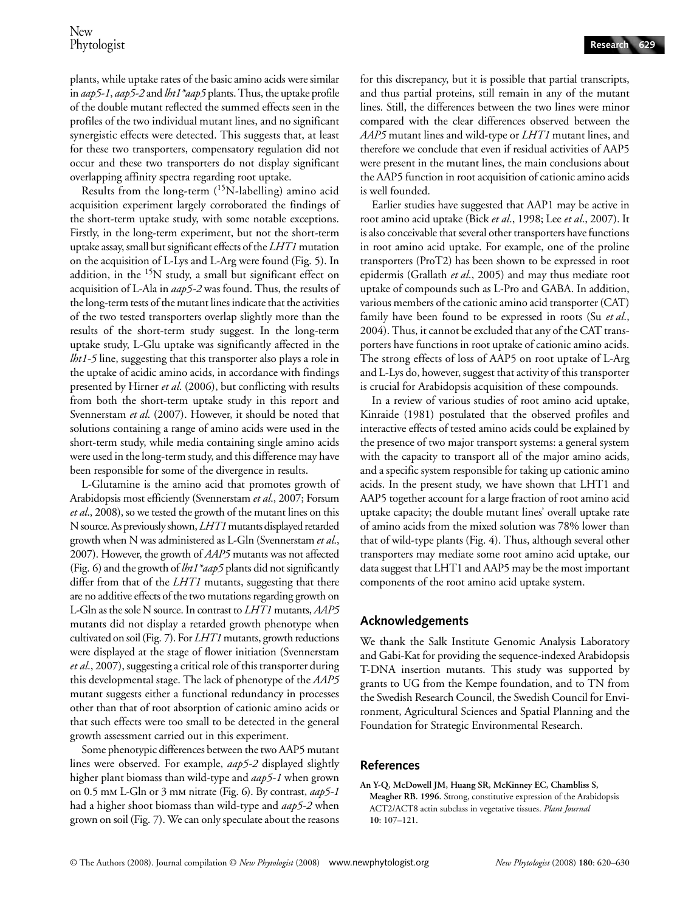plants, while uptake rates of the basic amino acids were similar in *aap5-1*, *aap5-2* and *lht1*aap5* plants. Thus, the uptake profile of the double mutant reflected the summed effects seen in the profiles of the two individual mutant lines, and no significant synergistic effects were detected. This suggests that, at least for these two transporters, compensatory regulation did not occur and these two transporters do not display significant overlapping affinity spectra regarding root uptake.

Results from the long-term ($^{15}$N-labelling) amino acid acquisition experiment largely corroborated the findings of the short-term uptake study, with some notable exceptions. Firstly, in the long-term experiment, but not the short-term uptake assay, small but significant effects of the *LHT1* mutation on the acquisition of L-Lys and L-Arg were found (Fig. 5). In addition, in the $^{15}$N study, a small but significant effect on acquisition of L-Ala in *aap5-2* was found. Thus, the results of the long-term tests of the mutant lines indicate that the activities of the two tested transporters overlap slightly more than the results of the short-term study suggest. In the long-term uptake study, L-Glu uptake was significantly affected in the *lht1-5* line, suggesting that this transporter also plays a role in the uptake of acidic amino acids, in accordance with findings presented by Hirner *et al.* (2006), but conflicting with results from both the short-term uptake study in this report and Svennerstam *et al.* (2007). However, it should be noted that solutions containing a range of amino acids were used in the short-term study, while media containing single amino acids were used in the long-term study, and this difference may have been responsible for some of the divergence in results.

L-Glutamine is the amino acid that promotes growth of Arabidopsis most efficiently (Svennerstam *et al.*, 2007; Forsum *et al.*, 2008), so we tested the growth of the mutant lines on this N source. As previously shown, *LHT1* mutants displayed retarded growth when N was administered as L-Gln (Svennerstam *et al.*, 2007). However, the growth of *AAP5* mutants was not affected (Fig. 6) and the growth of *lht1*aap5* plants did not significantly differ from that of the *LHT1* mutants, suggesting that there are no additive effects of the two mutations regarding growth on L-Gln as the sole N source. In contrast to *LHT1* mutants, *AAP5* mutants did not display a retarded growth phenotype when cultivated on soil (Fig. 7). For *LHT1* mutants, growth reductions were displayed at the stage of flower initiation (Svennerstam *et al.*, 2007), suggesting a critical role of this transporter during this developmental stage. The lack of phenotype of the *AAP5* mutant suggests either a functional redundancy in processes other than that of root absorption of cationic amino acids or that such effects were too small to be detected in the general growth assessment carried out in this experiment.

Some phenotypic differences between the two AAP5 mutant lines were observed. For example, *aap5-2* displayed slightly higher plant biomass than wild-type and *aap5-1* when grown on 0.5 mm L-Gln or 3 mm nitrate (Fig. 6). By contrast, *aap5-1* had a higher shoot biomass than wild-type and *aap5-2* when grown on soil (Fig. 7). We can only speculate about the reasons for this discrepancy, but it is possible that partial transcripts, and thus partial proteins, still remain in any of the mutant lines. Still, the differences between the two lines were minor compared with the clear differences observed between the *AAP5* mutant lines and wild-type or *LHT1* mutant lines, and therefore we conclude that even if residual activities of AAP5 were present in the mutant lines, the main conclusions about the AAP5 function in root acquisition of cationic amino acids is well founded.

Earlier studies have suggested that AAP1 may be active in root amino acid uptake (Bick *et al.*, 1998; Lee *et al.*, 2007). It is also conceivable that several other transporters have functions in root amino acid uptake. For example, one of the proline transporters (ProT2) has been shown to be expressed in root epidermis (Grallath *et al.*, 2005) and may thus mediate root uptake of compounds such as L-Pro and GABA. In addition, various members of the cationic amino acid transporter (CAT) family have been found to be expressed in roots (Su *et al.*, 2004). Thus, it cannot be excluded that any of the CAT transporters have functions in root uptake of cationic amino acids. The strong effects of loss of AAP5 on root uptake of L-Arg and L-Lys do, however, suggest that activity of this transporter is crucial for Arabidopsis acquisition of these compounds.

In a review of various studies of root amino acid uptake, Kinraide (1981) postulated that the observed profiles and interactive effects of tested amino acids could be explained by the presence of two major transport systems: a general system with the capacity to transport all of the major amino acids, and a specific system responsible for taking up cationic amino acids. In the present study, we have shown that LHT1 and AAP5 together account for a large fraction of root amino acid uptake capacity; the double mutant lines' overall uptake rate of amino acids from the mixed solution was 78% lower than that of wild-type plants (Fig. 4). Thus, although several other transporters may mediate some root amino acid uptake, our data suggest that LHT1 and AAP5 may be the most important components of the root amino acid uptake system.

## Acknowledgements

We thank the Salk Institute Genomic Analysis Laboratory and Gabi-Kat for providing the sequence-indexed Arabidopsis T-DNA insertion mutants. This study was supported by grants to UG from the Kempe foundation, and to TN from the Swedish Research Council, the Swedish Council for Environment, Agricultural Sciences and Spatial Planning and the Foundation for Strategic Environmental Research.

## References

**An Y-Q, McDowell JM, Huang SR, McKinney EC, Chambliss S, Meagher RB. 1996.** Strong, constitutive expression of the Arabidopsis ACT2/ACT8 actin subclass in vegetative tissues. *Plant Journal* **10**: 107–121.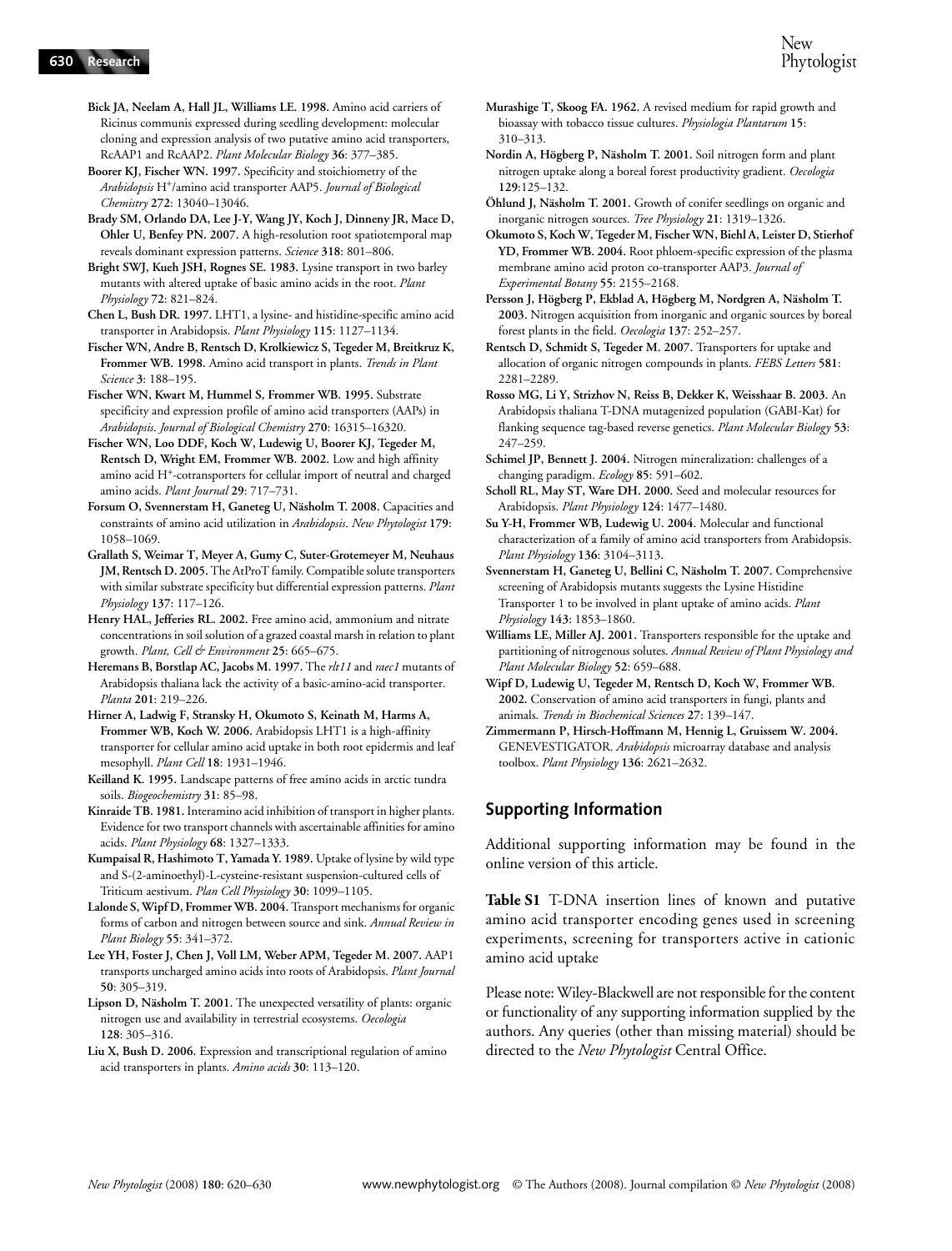**Bick JA, Neelam A, Hall JL, Williams LE. 1998.** Amino acid carriers of Ricinus communis expressed during seedling development: molecular cloning and expression analysis of two putative amino acid transporters, RcAAP1 and RcAAP2. *Plant Molecular Biology* **36**: 377–385.

**Boorer KJ, Fischer WN. 1997.** Specificity and stoichiometry of the *Arabidopsis* $H^+$/amino acid transporter AAP5. *Journal of Biological Chemistry* **272**: 13040–13046.

**Brady SM, Orlando DA, Lee J-Y, Wang JY, Koch J, Dinneny JR, Mace D, Ohler U, Benfey PN. 2007.** A high-resolution root spatiotemporal map reveals dominant expression patterns. *Science* **318**: 801–806.

**Bright SWJ, Kueh JSH, Rognes SE. 1983.** Lysine transport in two barley mutants with altered uptake of basic amino acids in the root. *Plant Physiology* **72**: 821–824.

**Chen L, Bush DR. 1997.** LHT1, a lysine- and histidine-specific amino acid transporter in Arabidopsis. *Plant Physiology* **115**: 1127–1134.

**Fischer WN, Andre B, Rentsch D, Krolkiewicz S, Tegeder M, Breitkruz K, Frommer WB. 1998.** Amino acid transport in plants. *Trends in Plant Science* **3**: 188–195.

**Fischer WN, Kwart M, Hummel S, Frommer WB. 1995.** Substrate specificity and expression profile of amino acid transporters (AAPs) in *Arabidopsis*. *Journal of Biological Chemistry* **270**: 16315–16320.

**Fischer WN, Loo DDF, Koch W, Ludewig U, Boorer KJ, Tegeder M, Rentsch D, Wright EM, Frommer WB. 2002.** Low and high affinity amino acid $H^+$-cotransporters for cellular import of neutral and charged amino acids. *Plant Journal* **29**: 717–731.

**Forsum O, Svennerstam H, Ganeteg U, Näsholm T. 2008.** Capacities and constraints of amino acid utilization in *Arabidopsis*. *New Phytologist* **179**: 1058–1069.

**Grallath S, Weimar T, Meyer A, Gumy C, Suter-Grotemeyer M, Neuhaus JM, Rentsch D. 2005.** The AtProT family. Compatible solute transporters with similar substrate specificity but differential expression patterns. *Plant Physiology* **137**: 117–126.

**Henry HAL, Jefferies RL. 2002.** Free amino acid, ammonium and nitrate concentrations in soil solution of a grazed coastal marsh in relation to plant growth. *Plant, Cell & Environment* **25**: 665–675.

**Heremans B, Borstlap AC, Jacobs M. 1997.** The *rlt11* and *raec1* mutants of Arabidopsis thaliana lack the activity of a basic-amino-acid transporter. *Planta* **201**: 219–226.

**Hirner A, Ladwig F, Stransky H, Okumoto S, Keinath M, Harms A, Frommer WB, Koch W. 2006.** Arabidopsis LHT1 is a high-affinity transporter for cellular amino acid uptake in both root epidermis and leaf mesophyll. *Plant Cell* **18**: 1931–1946.

**Keilland K. 1995.** Landscape patterns of free amino acids in arctic tundra soils. *Biogeochemistry* **31**: 85–98.

**Kinraide TB. 1981.** Interamino acid inhibition of transport in higher plants. Evidence for two transport channels with ascertainable affinities for amino acids. *Plant Physiology* **68**: 1327–1333.

**Kumpaisal R, Hashimoto T, Yamada Y. 1989.** Uptake of lysine by wild type and S-(2-aminoethyl)-L-cysteine-resistant suspension-cultured cells of Triticum aestivum. *Plan Cell Physiology* **30**: 1099–1105.

**Lalonde S, Wipf D, Frommer WB. 2004.** Transport mechanisms for organic forms of carbon and nitrogen between source and sink. *Annual Review in Plant Biology* **55**: 341–372.

**Lee YH, Foster J, Chen J, Voll LM, Weber APM, Tegeder M. 2007.** AAP1 transports uncharged amino acids into roots of Arabidopsis. *Plant Journal* **50**: 305–319.

**Lipson D, Näsholm T. 2001.** The unexpected versatility of plants: organic nitrogen use and availability in terrestrial ecosystems. *Oecologia* **128**: 305–316.

**Liu X, Bush D. 2006.** Expression and transcriptional regulation of amino acid transporters in plants. *Amino acids* **30**: 113–120.

**Murashige T, Skoog FA. 1962.** A revised medium for rapid growth and bioassay with tobacco tissue cultures. *Physiologia Plantarum* **15**: 310–313.

**Nordin A, Högberg P, Näsholm T. 2001.** Soil nitrogen form and plant nitrogen uptake along a boreal forest productivity gradient. *Oecologia* **129**:125–132.

**Öhlund J, Näsholm T. 2001.** Growth of conifer seedlings on organic and inorganic nitrogen sources. *Tree Physiology* **21**: 1319–1326.

**Okumoto S, Koch W, Tegeder M, Fischer WN, Biehl A, Leister D, Stierhof YD, Frommer WB. 2004.** Root phloem-specific expression of the plasma membrane amino acid proton co-transporter AAP3. *Journal of Experimental Botany* **55**: 2155–2168.

**Persson J, Högberg P, Ekblad A, Högberg M, Nordgren A, Näsholm T. 2003.** Nitrogen acquisition from inorganic and organic sources by boreal forest plants in the field. *Oecologia* **137**: 252–257.

**Rentsch D, Schmidt S, Tegeder M. 2007.** Transporters for uptake and allocation of organic nitrogen compounds in plants. *FEBS Letters* **581**: 2281–2289.

**Rosso MG, Li Y, Strizhov N, Reiss B, Dekker K, Weisshaar B. 2003.** An Arabidopsis thaliana T-DNA mutagenized population (GABI-Kat) for flanking sequence tag-based reverse genetics. *Plant Molecular Biology* **53**: 247–259.

**Schimel JP, Bennett J. 2004.** Nitrogen mineralization: challenges of a changing paradigm. *Ecology* **85**: 591–602.

**Scholl RL, May ST, Ware DH. 2000.** Seed and molecular resources for Arabidopsis. *Plant Physiology* **124**: 1477–1480.

**Su Y-H, Frommer WB, Ludewig U. 2004.** Molecular and functional characterization of a family of amino acid transporters from Arabidopsis. *Plant Physiology* **136**: 3104–3113.

**Svennerstam H, Ganeteg U, Bellini C, Näsholm T. 2007.** Comprehensive screening of Arabidopsis mutants suggests the Lysine Histidine Transporter 1 to be involved in plant uptake of amino acids. *Plant Physiology* **143**: 1853–1860.

**Williams LE, Miller AJ. 2001.** Transporters responsible for the uptake and partitioning of nitrogenous solutes. *Annual Review of Plant Physiology and Plant Molecular Biology* **52**: 659–688.

**Wipf D, Ludewig U, Tegeder M, Rentsch D, Koch W, Frommer WB. 2002.** Conservation of amino acid transporters in fungi, plants and animals. *Trends in Biochemical Sciences* **27**: 139–147.

**Zimmermann P, Hirsch-Hoffmann M, Hennig L, Gruissem W. 2004.** GENEVESTIGATOR. *Arabidopsis* microarray database and analysis toolbox. *Plant Physiology* **136**: 2621–2632.

## Supporting Information

Additional supporting information may be found in the online version of this article.

**Table S1** T-DNA insertion lines of known and putative amino acid transporter encoding genes used in screening experiments, screening for transporters active in cationic amino acid uptake

Please note: Wiley-Blackwell are not responsible for the content or functionality of any supporting information supplied by the authors. Any queries (other than missing material) should be directed to the *New Phytologist* Central Office.